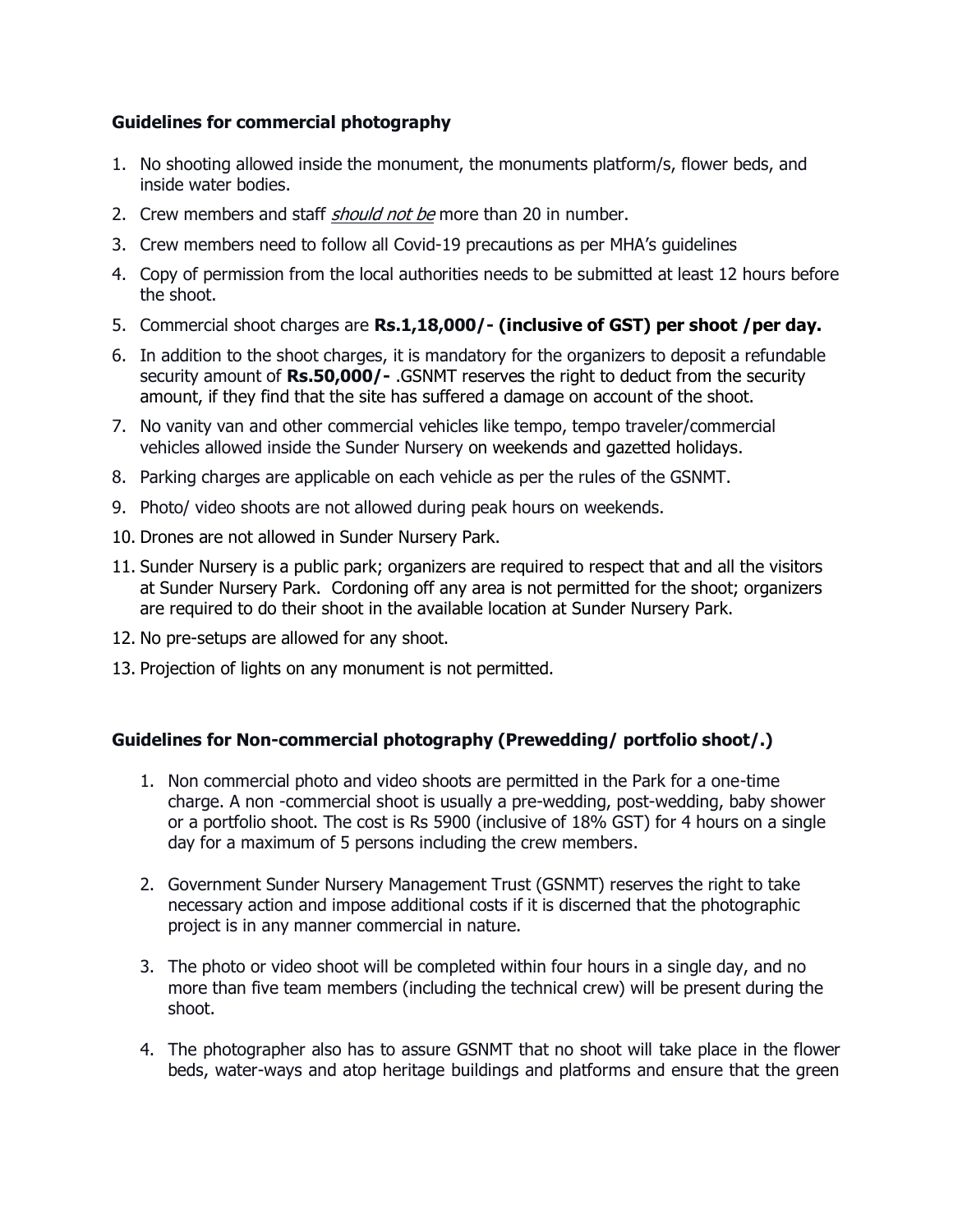### Guidelines for commercial photography

1. No shooting allowed inside the monument, the monuments platform/s, flower beds, and inside water bodies.
2. Crew members and staff *should not be* more than 20 in number.
3. Crew members need to follow all Covid-19 precautions as per MHA's guidelines
4. Copy of permission from the local authorities needs to be submitted at least 12 hours before the shoot.
5. Commercial shoot charges are **Rs.1,18,000/- (inclusive of GST) per shoot /per day.**
6. In addition to the shoot charges, it is mandatory for the organizers to deposit a refundable security amount of **Rs.50,000/-** .GSNMT reserves the right to deduct from the security amount, if they find that the site has suffered a damage on account of the shoot.
7. No vanity van and other commercial vehicles like tempo, tempo traveler/commercial vehicles allowed inside the Sunder Nursery on weekends and gazetted holidays.
8. Parking charges are applicable on each vehicle as per the rules of the GSNMT.
9. Photo/ video shoots are not allowed during peak hours on weekends.
10. Drones are not allowed in Sunder Nursery Park.
11. Sunder Nursery is a public park; organizers are required to respect that and all the visitors at Sunder Nursery Park. Cordoning off any area is not permitted for the shoot; organizers are required to do their shoot in the available location at Sunder Nursery Park.
12. No pre-setups are allowed for any shoot.
13. Projection of lights on any monument is not permitted.

### Guidelines for Non-commercial photography (Prewedding/ portfolio shoot/.)

1. Non commercial photo and video shoots are permitted in the Park for a one-time charge. A non -commercial shoot is usually a pre-wedding, post-wedding, baby shower or a portfolio shoot. The cost is Rs 5900 (inclusive of 18% GST) for 4 hours on a single day for a maximum of 5 persons including the crew members.

2. Government Sunder Nursery Management Trust (GSNMT) reserves the right to take necessary action and impose additional costs if it is discerned that the photographic project is in any manner commercial in nature.

3. The photo or video shoot will be completed within four hours in a single day, and no more than five team members (including the technical crew) will be present during the shoot.

4. The photographer also has to assure GSNMT that no shoot will take place in the flower beds, water-ways and atop heritage buildings and platforms and ensure that the green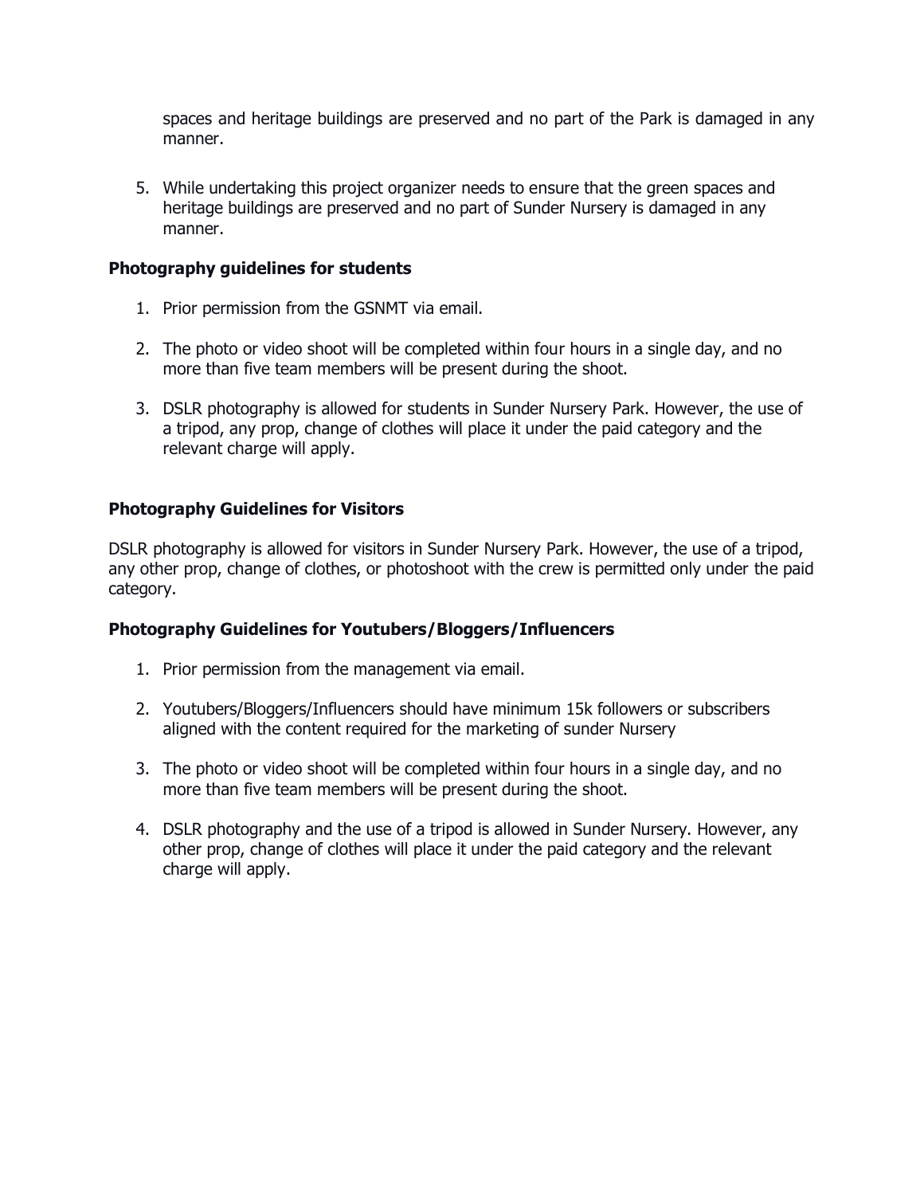spaces and heritage buildings are preserved and no part of the Park is damaged in any manner.

5. While undertaking this project organizer needs to ensure that the green spaces and heritage buildings are preserved and no part of Sunder Nursery is damaged in any manner.

### Photography guidelines for students

1. Prior permission from the GSNMT via email.

2. The photo or video shoot will be completed within four hours in a single day, and no more than five team members will be present during the shoot.

3. DSLR photography is allowed for students in Sunder Nursery Park. However, the use of a tripod, any prop, change of clothes will place it under the paid category and the relevant charge will apply.

### Photography Guidelines for Visitors

DSLR photography is allowed for visitors in Sunder Nursery Park. However, the use of a tripod, any other prop, change of clothes, or photoshoot with the crew is permitted only under the paid category.

### Photography Guidelines for Youtubers/Bloggers/Influencers

1. Prior permission from the management via email.

2. Youtubers/Bloggers/Influencers should have minimum 15k followers or subscribers aligned with the content required for the marketing of sunder Nursery

3. The photo or video shoot will be completed within four hours in a single day, and no more than five team members will be present during the shoot.

4. DSLR photography and the use of a tripod is allowed in Sunder Nursery. However, any other prop, change of clothes will place it under the paid category and the relevant charge will apply.